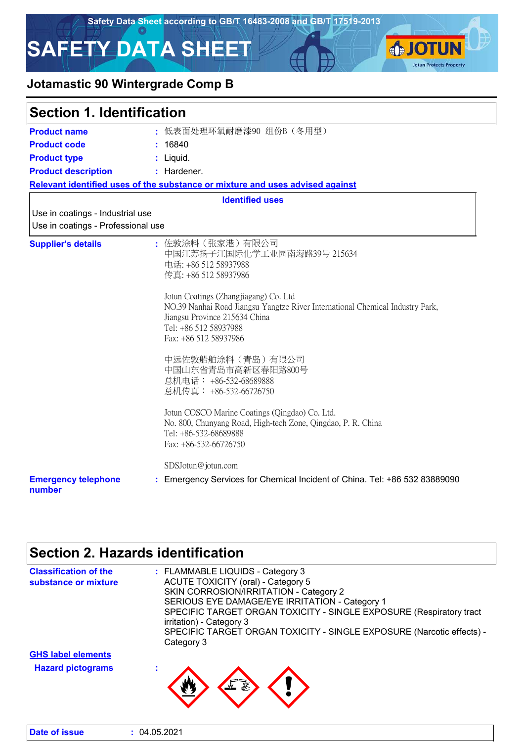Safety Data Sheet according to GB/T 16483-2008 and GB/T 17519-2013

# SAFETY DATA SHEET

## Jotamastic 90 Wintergrade Comp B

## Section 1. Identification

**Product name** : 低表面处理环氧耐磨漆90 组份B（冬用型）

**Product code** : 16840

**Product type** : Liquid.

**Product description** : Hardener.

**Relevant identified uses of the substance or mixture and uses advised against**

| Identified uses |
| --- |
| Use in coatings - Industrial use |
| Use in coatings - Professional use |

**Supplier's details** :

佐敦涂料（张家港）有限公司
中国江苏扬子江国际化学工业园南海路39号 215634
电话: +86 512 58937988
传真: +86 512 58937986

Jotun Coatings (Zhangjiagang) Co. Ltd
NO.39 Nanhai Road Jiangsu Yangtze River International Chemical Industry Park, Jiangsu Province 215634 China
Tel: +86 512 58937988
Fax: +86 512 58937986

中远佐敦船舶涂料（青岛）有限公司
中国山东省青岛市高新区春阳路800号
总机电话： +86-532-68689888
总机传真： +86-532-66726750

Jotun COSCO Marine Coatings (Qingdao) Co. Ltd.
No. 800, Chunyang Road, High-tech Zone, Qingdao, P. R. China
Tel: +86-532-68689888
Fax: +86-532-66726750

SDSJotun@jotun.com

**Emergency telephone number** : Emergency Services for Chemical Incident of China. Tel: +86 532 83889090

## Section 2. Hazards identification

**Classification of the substance or mixture** :

FLAMMABLE LIQUIDS - Category 3
ACUTE TOXICITY (oral) - Category 5
SKIN CORROSION/IRRITATION - Category 2
SERIOUS EYE DAMAGE/EYE IRRITATION - Category 1
SPECIFIC TARGET ORGAN TOXICITY - SINGLE EXPOSURE (Respiratory tract irritation) - Category 3
SPECIFIC TARGET ORGAN TOXICITY - SINGLE EXPOSURE (Narcotic effects) - Category 3

**GHS label elements**

**Hazard pictograms** :

**Date of issue** : 04.05.2021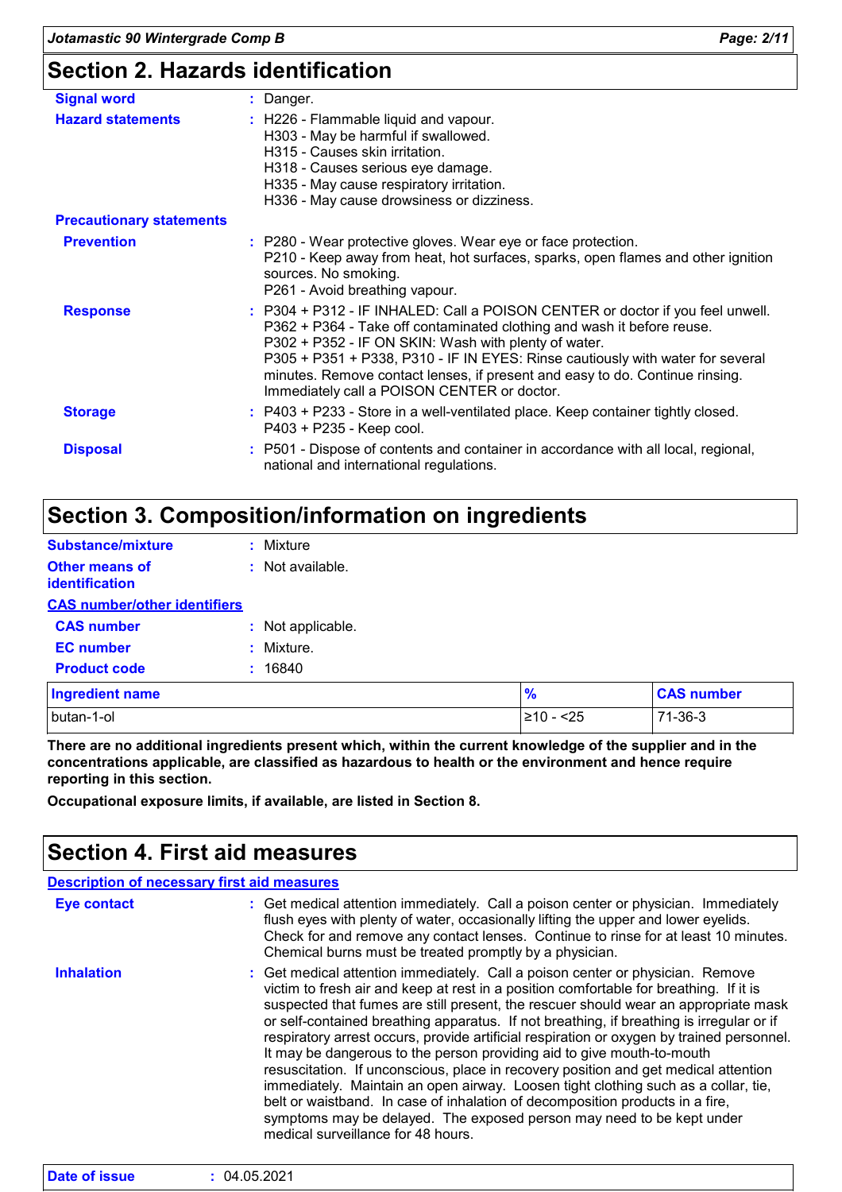## Section 2. Hazards identification

**Signal word** : Danger.

**Hazard statements** : H226 - Flammable liquid and vapour.
H303 - May be harmful if swallowed.
H315 - Causes skin irritation.
H318 - Causes serious eye damage.
H335 - May cause respiratory irritation.
H336 - May cause drowsiness or dizziness.

**Precautionary statements**

**Prevention** : P280 - Wear protective gloves. Wear eye or face protection.
P210 - Keep away from heat, hot surfaces, sparks, open flames and other ignition sources. No smoking.
P261 - Avoid breathing vapour.

**Response** : P304 + P312 - IF INHALED: Call a POISON CENTER or doctor if you feel unwell.
P362 + P364 - Take off contaminated clothing and wash it before reuse.
P302 + P352 - IF ON SKIN: Wash with plenty of water.
P305 + P351 + P338, P310 - IF IN EYES: Rinse cautiously with water for several minutes. Remove contact lenses, if present and easy to do. Continue rinsing. Immediately call a POISON CENTER or doctor.

**Storage** : P403 + P233 - Store in a well-ventilated place. Keep container tightly closed.
P403 + P235 - Keep cool.

**Disposal** : P501 - Dispose of contents and container in accordance with all local, regional, national and international regulations.

## Section 3. Composition/information on ingredients

**Substance/mixture** : Mixture

**Other means of identification** : Not available.

**CAS number/other identifiers**

**CAS number** : Not applicable.

**EC number** : Mixture.

**Product code** : 16840

| Ingredient name | % | CAS number |
|---|---|---|
| butan-1-ol | ≥10 - <25 | 71-36-3 |

**There are no additional ingredients present which, within the current knowledge of the supplier and in the concentrations applicable, are classified as hazardous to health or the environment and hence require reporting in this section.**

**Occupational exposure limits, if available, are listed in Section 8.**

## Section 4. First aid measures

**Description of necessary first aid measures**

**Eye contact** : Get medical attention immediately. Call a poison center or physician. Immediately flush eyes with plenty of water, occasionally lifting the upper and lower eyelids. Check for and remove any contact lenses. Continue to rinse for at least 10 minutes. Chemical burns must be treated promptly by a physician.

**Inhalation** : Get medical attention immediately. Call a poison center or physician. Remove victim to fresh air and keep at rest in a position comfortable for breathing. If it is suspected that fumes are still present, the rescuer should wear an appropriate mask or self-contained breathing apparatus. If not breathing, if breathing is irregular or if respiratory arrest occurs, provide artificial respiration or oxygen by trained personnel. It may be dangerous to the person providing aid to give mouth-to-mouth resuscitation. If unconscious, place in recovery position and get medical attention immediately. Maintain an open airway. Loosen tight clothing such as a collar, tie, belt or waistband. In case of inhalation of decomposition products in a fire, symptoms may be delayed. The exposed person may need to be kept under medical surveillance for 48 hours.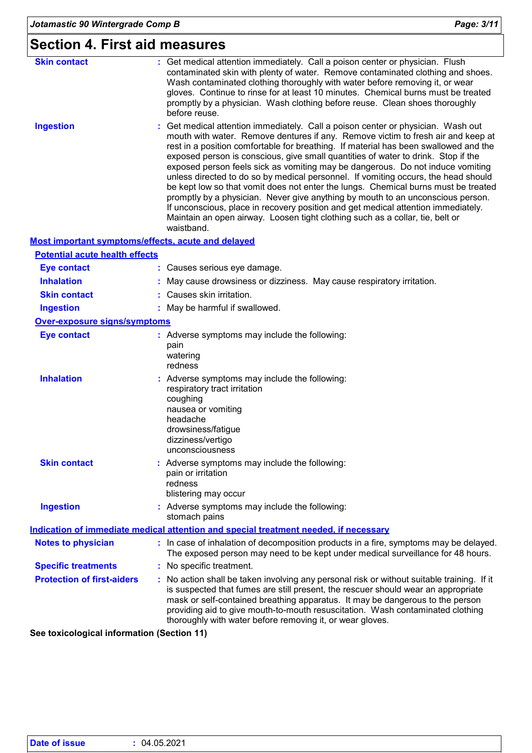## Section 4. First aid measures

**Skin contact** : Get medical attention immediately. Call a poison center or physician. Flush contaminated skin with plenty of water. Remove contaminated clothing and shoes. Wash contaminated clothing thoroughly with water before removing it, or wear gloves. Continue to rinse for at least 10 minutes. Chemical burns must be treated promptly by a physician. Wash clothing before reuse. Clean shoes thoroughly before reuse.

**Ingestion** : Get medical attention immediately. Call a poison center or physician. Wash out mouth with water. Remove dentures if any. Remove victim to fresh air and keep at rest in a position comfortable for breathing. If material has been swallowed and the exposed person is conscious, give small quantities of water to drink. Stop if the exposed person feels sick as vomiting may be dangerous. Do not induce vomiting unless directed to do so by medical personnel. If vomiting occurs, the head should be kept low so that vomit does not enter the lungs. Chemical burns must be treated promptly by a physician. Never give anything by mouth to an unconscious person. If unconscious, place in recovery position and get medical attention immediately. Maintain an open airway. Loosen tight clothing such as a collar, tie, belt or waistband.

### Most important symptoms/effects, acute and delayed

#### Potential acute health effects

**Eye contact** : Causes serious eye damage.

**Inhalation** : May cause drowsiness or dizziness. May cause respiratory irritation.

**Skin contact** : Causes skin irritation.

**Ingestion** : May be harmful if swallowed.

#### Over-exposure signs/symptoms

**Eye contact** : Adverse symptoms may include the following:
pain
watering
redness

**Inhalation** : Adverse symptoms may include the following:
respiratory tract irritation
coughing
nausea or vomiting
headache
drowsiness/fatigue
dizziness/vertigo
unconsciousness

**Skin contact** : Adverse symptoms may include the following:
pain or irritation
redness
blistering may occur

**Ingestion** : Adverse symptoms may include the following:
stomach pains

### Indication of immediate medical attention and special treatment needed, if necessary

**Notes to physician** : In case of inhalation of decomposition products in a fire, symptoms may be delayed. The exposed person may need to be kept under medical surveillance for 48 hours.

**Specific treatments** : No specific treatment.

**Protection of first-aiders** : No action shall be taken involving any personal risk or without suitable training. If it is suspected that fumes are still present, the rescuer should wear an appropriate mask or self-contained breathing apparatus. It may be dangerous to the person providing aid to give mouth-to-mouth resuscitation. Wash contaminated clothing thoroughly with water before removing it, or wear gloves.

**See toxicological information (Section 11)**

**Date of issue** : 04.05.2021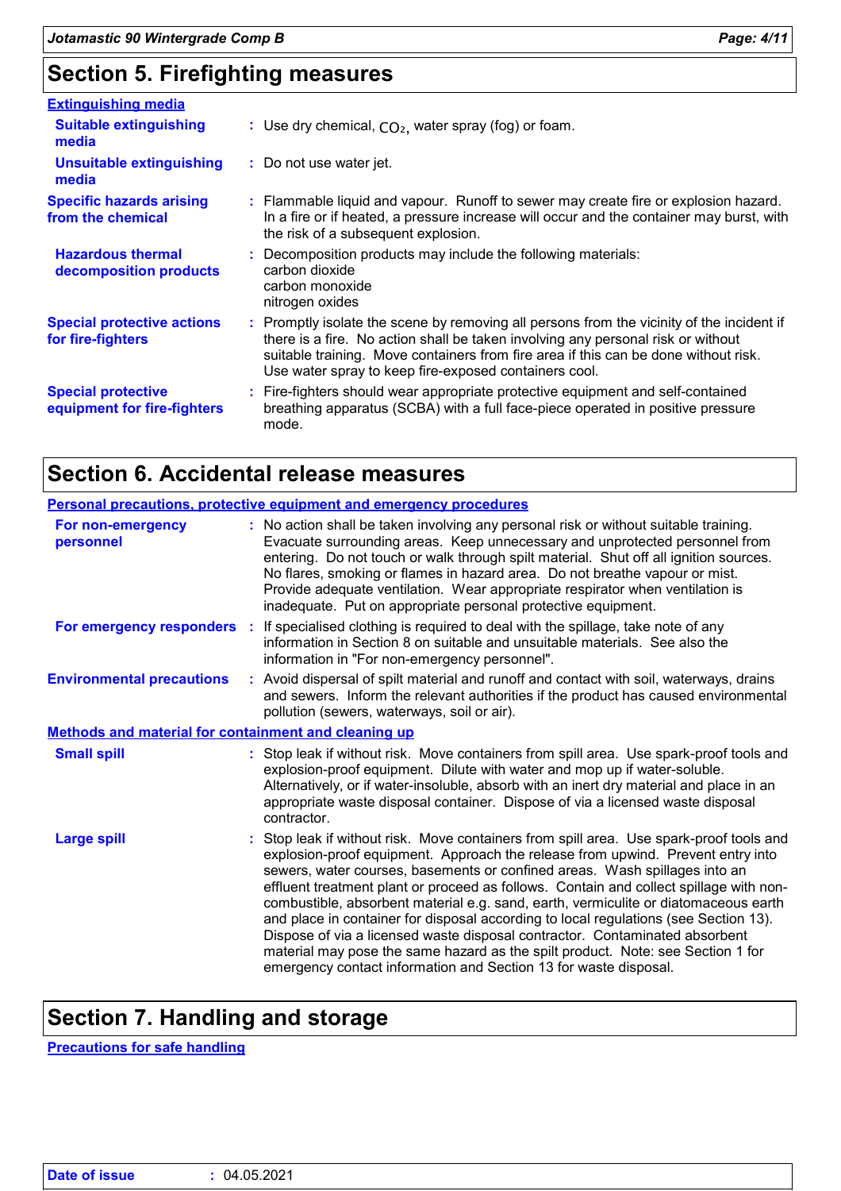## Section 5. Firefighting measures

### Extinguishing media

**Suitable extinguishing media** : Use dry chemical, $CO_2$, water spray (fog) or foam.

**Unsuitable extinguishing media** : Do not use water jet.

**Specific hazards arising from the chemical** : Flammable liquid and vapour. Runoff to sewer may create fire or explosion hazard. In a fire or if heated, a pressure increase will occur and the container may burst, with the risk of a subsequent explosion.

**Hazardous thermal decomposition products** : Decomposition products may include the following materials:
carbon dioxide
carbon monoxide
nitrogen oxides

**Special protective actions for fire-fighters** : Promptly isolate the scene by removing all persons from the vicinity of the incident if there is a fire. No action shall be taken involving any personal risk or without suitable training. Move containers from fire area if this can be done without risk. Use water spray to keep fire-exposed containers cool.

**Special protective equipment for fire-fighters** : Fire-fighters should wear appropriate protective equipment and self-contained breathing apparatus (SCBA) with a full face-piece operated in positive pressure mode.

## Section 6. Accidental release measures

### Personal precautions, protective equipment and emergency procedures

**For non-emergency personnel** : No action shall be taken involving any personal risk or without suitable training. Evacuate surrounding areas. Keep unnecessary and unprotected personnel from entering. Do not touch or walk through spilt material. Shut off all ignition sources. No flares, smoking or flames in hazard area. Do not breathe vapour or mist. Provide adequate ventilation. Wear appropriate respirator when ventilation is inadequate. Put on appropriate personal protective equipment.

**For emergency responders** : If specialised clothing is required to deal with the spillage, take note of any information in Section 8 on suitable and unsuitable materials. See also the information in "For non-emergency personnel".

**Environmental precautions** : Avoid dispersal of spilt material and runoff and contact with soil, waterways, drains and sewers. Inform the relevant authorities if the product has caused environmental pollution (sewers, waterways, soil or air).

### Methods and material for containment and cleaning up

**Small spill** : Stop leak if without risk. Move containers from spill area. Use spark-proof tools and explosion-proof equipment. Dilute with water and mop up if water-soluble. Alternatively, or if water-insoluble, absorb with an inert dry material and place in an appropriate waste disposal container. Dispose of via a licensed waste disposal contractor.

**Large spill** : Stop leak if without risk. Move containers from spill area. Use spark-proof tools and explosion-proof equipment. Approach the release from upwind. Prevent entry into sewers, water courses, basements or confined areas. Wash spillages into an effluent treatment plant or proceed as follows. Contain and collect spillage with non-combustible, absorbent material e.g. sand, earth, vermiculite or diatomaceous earth and place in container for disposal according to local regulations (see Section 13). Dispose of via a licensed waste disposal contractor. Contaminated absorbent material may pose the same hazard as the spilt product. Note: see Section 1 for emergency contact information and Section 13 for waste disposal.

## Section 7. Handling and storage

### Precautions for safe handling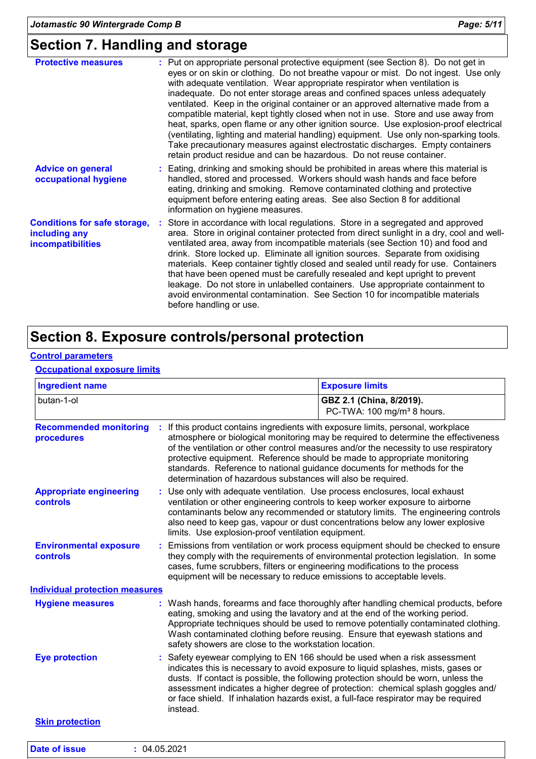## Section 7. Handling and storage

**Protective measures** : Put on appropriate personal protective equipment (see Section 8). Do not get in eyes or on skin or clothing. Do not breathe vapour or mist. Do not ingest. Use only with adequate ventilation. Wear appropriate respirator when ventilation is inadequate. Do not enter storage areas and confined spaces unless adequately ventilated. Keep in the original container or an approved alternative made from a compatible material, kept tightly closed when not in use. Store and use away from heat, sparks, open flame or any other ignition source. Use explosion-proof electrical (ventilating, lighting and material handling) equipment. Use only non-sparking tools. Take precautionary measures against electrostatic discharges. Empty containers retain product residue and can be hazardous. Do not reuse container.

**Advice on general occupational hygiene** : Eating, drinking and smoking should be prohibited in areas where this material is handled, stored and processed. Workers should wash hands and face before eating, drinking and smoking. Remove contaminated clothing and protective equipment before entering eating areas. See also Section 8 for additional information on hygiene measures.

**Conditions for safe storage, including any incompatibilities** : Store in accordance with local regulations. Store in a segregated and approved area. Store in original container protected from direct sunlight in a dry, cool and well-ventilated area, away from incompatible materials (see Section 10) and food and drink. Store locked up. Eliminate all ignition sources. Separate from oxidising materials. Keep container tightly closed and sealed until ready for use. Containers that have been opened must be carefully resealed and kept upright to prevent leakage. Do not store in unlabelled containers. Use appropriate containment to avoid environmental contamination. See Section 10 for incompatible materials before handling or use.

## Section 8. Exposure controls/personal protection

### Control parameters

#### Occupational exposure limits

| Ingredient name | Exposure limits |
|---|---|
| butan-1-ol | **GBZ 2.1 (China, 8/2019).** PC-TWA: 100 mg/m³ 8 hours. |

**Recommended monitoring procedures** : If this product contains ingredients with exposure limits, personal, workplace atmosphere or biological monitoring may be required to determine the effectiveness of the ventilation or other control measures and/or the necessity to use respiratory protective equipment. Reference should be made to appropriate monitoring standards. Reference to national guidance documents for methods for the determination of hazardous substances will also be required.

**Appropriate engineering controls** : Use only with adequate ventilation. Use process enclosures, local exhaust ventilation or other engineering controls to keep worker exposure to airborne contaminants below any recommended or statutory limits. The engineering controls also need to keep gas, vapour or dust concentrations below any lower explosive limits. Use explosion-proof ventilation equipment.

**Environmental exposure controls** : Emissions from ventilation or work process equipment should be checked to ensure they comply with the requirements of environmental protection legislation. In some cases, fume scrubbers, filters or engineering modifications to the process equipment will be necessary to reduce emissions to acceptable levels.

### Individual protection measures

**Hygiene measures** : Wash hands, forearms and face thoroughly after handling chemical products, before eating, smoking and using the lavatory and at the end of the working period. Appropriate techniques should be used to remove potentially contaminated clothing. Wash contaminated clothing before reusing. Ensure that eyewash stations and safety showers are close to the workstation location.

**Eye protection** : Safety eyewear complying to EN 166 should be used when a risk assessment indicates this is necessary to avoid exposure to liquid splashes, mists, gases or dusts. If contact is possible, the following protection should be worn, unless the assessment indicates a higher degree of protection: chemical splash goggles and/or face shield. If inhalation hazards exist, a full-face respirator may be required instead.

#### Skin protection

**Date of issue** : 04.05.2021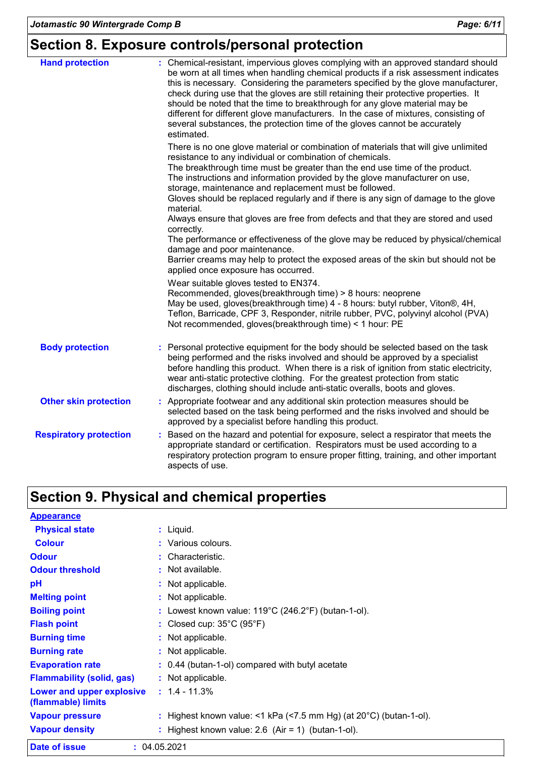## Section 8. Exposure controls/personal protection

**Hand protection** : Chemical-resistant, impervious gloves complying with an approved standard should be worn at all times when handling chemical products if a risk assessment indicates this is necessary. Considering the parameters specified by the glove manufacturer, check during use that the gloves are still retaining their protective properties. It should be noted that the time to breakthrough for any glove material may be different for different glove manufacturers. In the case of mixtures, consisting of several substances, the protection time of the gloves cannot be accurately estimated.

There is no one glove material or combination of materials that will give unlimited resistance to any individual or combination of chemicals.
The breakthrough time must be greater than the end use time of the product.
The instructions and information provided by the glove manufacturer on use, storage, maintenance and replacement must be followed.
Gloves should be replaced regularly and if there is any sign of damage to the glove material.
Always ensure that gloves are free from defects and that they are stored and used correctly.
The performance or effectiveness of the glove may be reduced by physical/chemical damage and poor maintenance.
Barrier creams may help to protect the exposed areas of the skin but should not be applied once exposure has occurred.

Wear suitable gloves tested to EN374.
Recommended, gloves(breakthrough time) > 8 hours: neoprene
May be used, gloves(breakthrough time) 4 - 8 hours: butyl rubber, Viton®, 4H, Teflon, Barricade, CPF 3, Responder, nitrile rubber, PVC, polyvinyl alcohol (PVA)
Not recommended, gloves(breakthrough time) < 1 hour: PE

**Body protection** : Personal protective equipment for the body should be selected based on the task being performed and the risks involved and should be approved by a specialist before handling this product. When there is a risk of ignition from static electricity, wear anti-static protective clothing. For the greatest protection from static discharges, clothing should include anti-static overalls, boots and gloves.

**Other skin protection** : Appropriate footwear and any additional skin protection measures should be selected based on the task being performed and the risks involved and should be approved by a specialist before handling this product.

**Respiratory protection** : Based on the hazard and potential for exposure, select a respirator that meets the appropriate standard or certification. Respirators must be used according to a respiratory protection program to ensure proper fitting, training, and other important aspects of use.

## Section 9. Physical and chemical properties

**Appearance**

| | |
|---|---|
| Physical state | Liquid. |
| Colour | Various colours. |
| Odour | Characteristic. |
| Odour threshold | Not available. |
| pH | Not applicable. |
| Melting point | Not applicable. |
| Boiling point | Lowest known value: 119°C (246.2°F) (butan-1-ol). |
| Flash point | Closed cup: 35°C (95°F) |
| Burning time | Not applicable. |
| Burning rate | Not applicable. |
| Evaporation rate | 0.44 (butan-1-ol) compared with butyl acetate |
| Flammability (solid, gas) | Not applicable. |
| Lower and upper explosive (flammable) limits | 1.4 - 11.3% |
| Vapour pressure | Highest known value: <1 kPa (<7.5 mm Hg) (at 20°C) (butan-1-ol). |
| Vapour density | Highest known value: 2.6 (Air = 1) (butan-1-ol). |

**Date of issue** : 04.05.2021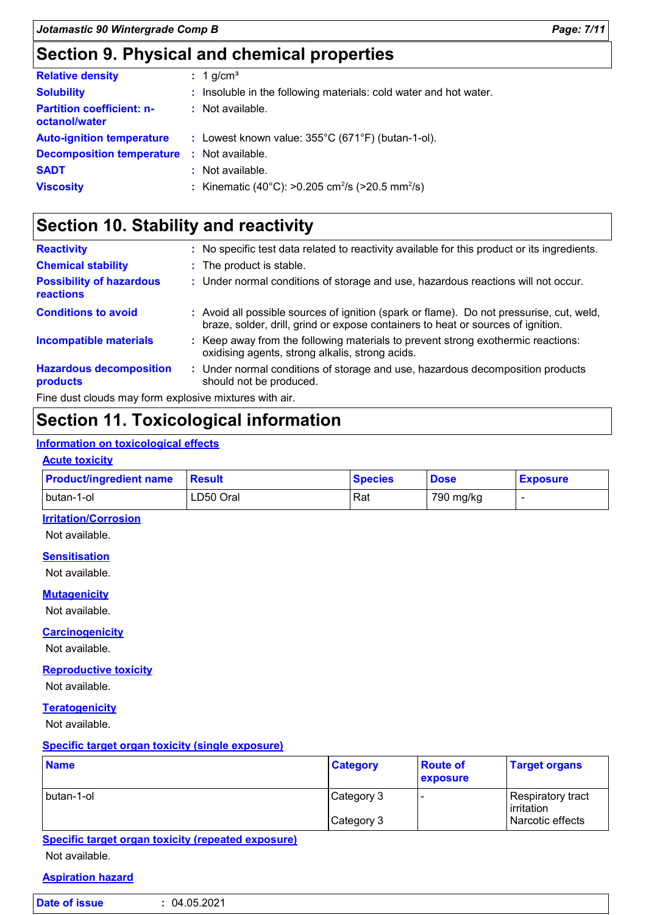## Section 9. Physical and chemical properties

| | |
|---|---|
| **Relative density** | : 1 g/cm³ |
| **Solubility** | : Insoluble in the following materials: cold water and hot water. |
| **Partition coefficient: n-octanol/water** | : Not available. |
| **Auto-ignition temperature** | : Lowest known value: 355°C (671°F) (butan-1-ol). |
| **Decomposition temperature** | : Not available. |
| **SADT** | : Not available. |
| **Viscosity** | : Kinematic (40°C): >0.205 $cm^2/s$ (>20.5 $mm^2/s$) |

## Section 10. Stability and reactivity

| | |
|---|---|
| **Reactivity** | : No specific test data related to reactivity available for this product or its ingredients. |
| **Chemical stability** | : The product is stable. |
| **Possibility of hazardous reactions** | : Under normal conditions of storage and use, hazardous reactions will not occur. |
| **Conditions to avoid** | : Avoid all possible sources of ignition (spark or flame). Do not pressurise, cut, weld, braze, solder, drill, grind or expose containers to heat or sources of ignition. |
| **Incompatible materials** | : Keep away from the following materials to prevent strong exothermic reactions: oxidising agents, strong alkalis, strong acids. |
| **Hazardous decomposition products** | : Under normal conditions of storage and use, hazardous decomposition products should not be produced. |

Fine dust clouds may form explosive mixtures with air.

## Section 11. Toxicological information

### Information on toxicological effects

#### Acute toxicity

| Product/ingredient name | Result | Species | Dose | Exposure |
|---|---|---|---|---|
| butan-1-ol | LD50 Oral | Rat | 790 mg/kg | - |

#### Irritation/Corrosion

Not available.

#### Sensitisation

Not available.

#### Mutagenicity

Not available.

#### Carcinogenicity

Not available.

#### Reproductive toxicity

Not available.

#### Teratogenicity

Not available.

#### Specific target organ toxicity (single exposure)

| Name | Category | Route of exposure | Target organs |
|---|---|---|---|
| butan-1-ol | Category 3 | - | Respiratory tract irritation |
| | Category 3 | | Narcotic effects |

#### Specific target organ toxicity (repeated exposure)

Not available.

#### Aspiration hazard

**Date of issue** : 04.05.2021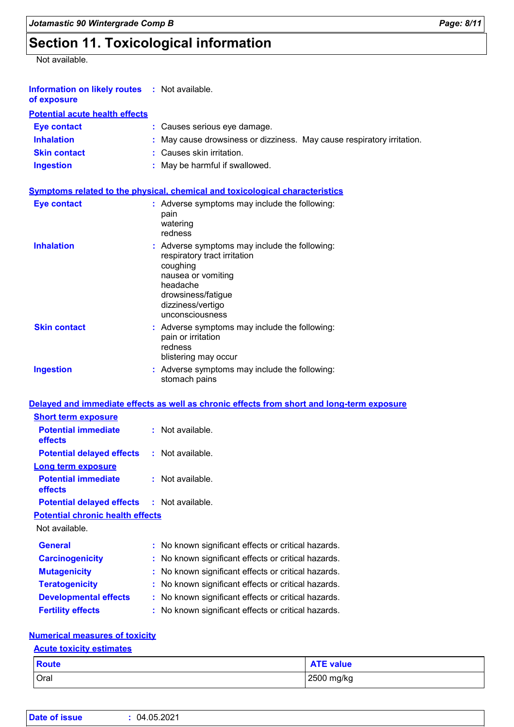# Section 11. Toxicological information

Not available.

**Information on likely routes of exposure** : Not available.

**Potential acute health effects**

**Eye contact** : Causes serious eye damage.

**Inhalation** : May cause drowsiness or dizziness. May cause respiratory irritation.

**Skin contact** : Causes skin irritation.

**Ingestion** : May be harmful if swallowed.

**Symptoms related to the physical, chemical and toxicological characteristics**

**Eye contact** : Adverse symptoms may include the following:
pain
watering
redness

**Inhalation** : Adverse symptoms may include the following:
respiratory tract irritation
coughing
nausea or vomiting
headache
drowsiness/fatigue
dizziness/vertigo
unconsciousness

**Skin contact** : Adverse symptoms may include the following:
pain or irritation
redness
blistering may occur

**Ingestion** : Adverse symptoms may include the following:
stomach pains

**Delayed and immediate effects as well as chronic effects from short and long-term exposure**

**Short term exposure**

**Potential immediate effects** : Not available.

**Potential delayed effects** : Not available.

**Long term exposure**

**Potential immediate effects** : Not available.

**Potential delayed effects** : Not available.

**Potential chronic health effects**

Not available.

**General** : No known significant effects or critical hazards.

**Carcinogenicity** : No known significant effects or critical hazards.

**Mutagenicity** : No known significant effects or critical hazards.

**Teratogenicity** : No known significant effects or critical hazards.

**Developmental effects** : No known significant effects or critical hazards.

**Fertility effects** : No known significant effects or critical hazards.

**Numerical measures of toxicity**

**Acute toxicity estimates**

| Route | ATE value |
|---|---|
| Oral | 2500 mg/kg |

**Date of issue** : 04.05.2021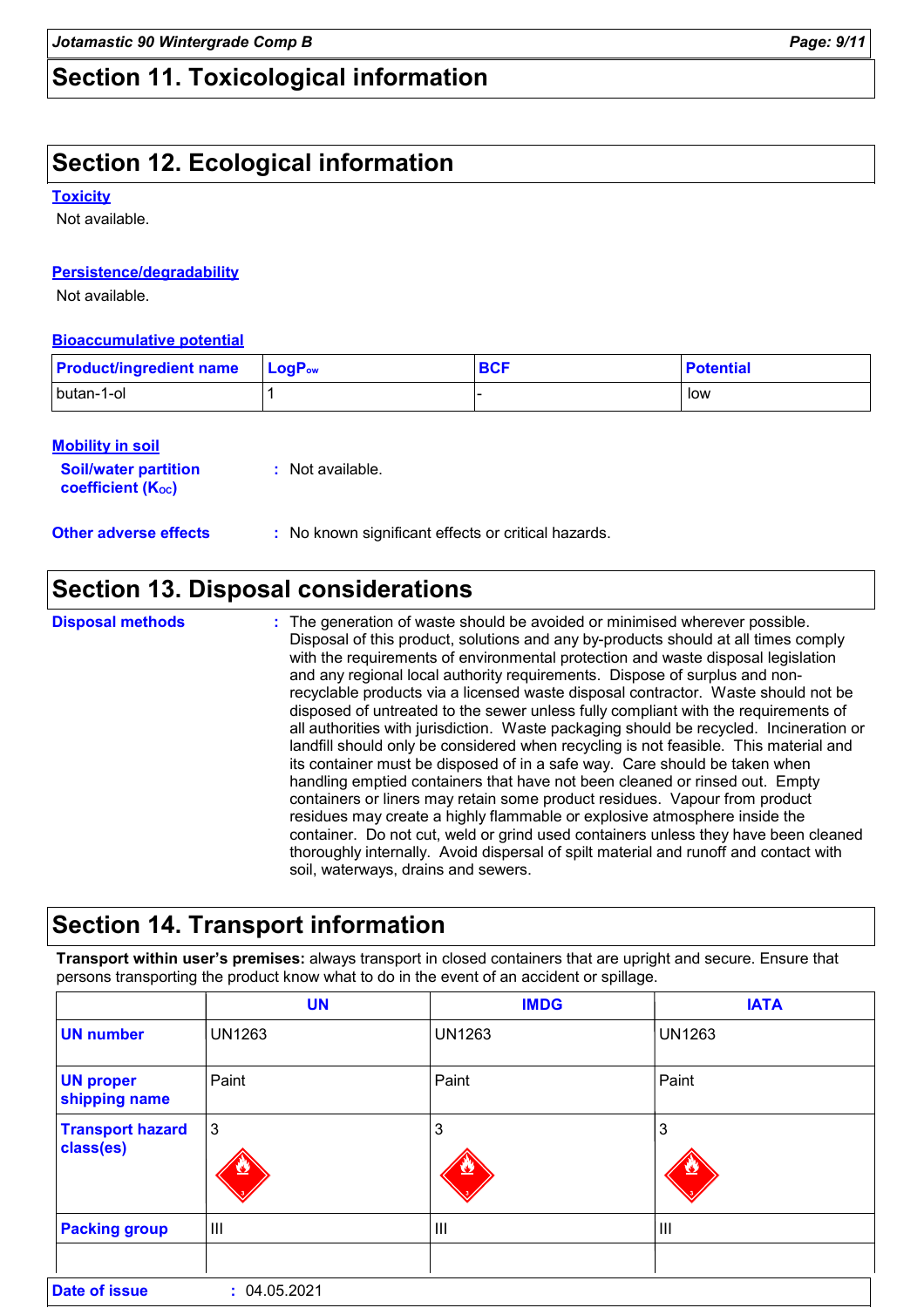## Section 11. Toxicological information

## Section 12. Ecological information

### Toxicity

Not available.

### Persistence/degradability

Not available.

### Bioaccumulative potential

| Product/ingredient name | $LogP_{ow}$ | BCF | Potential |
|---|---|---|---|
| butan-1-ol | 1 | - | low |

### Mobility in soil

**Soil/water partition coefficient ($K_{OC}$)** : Not available.

**Other adverse effects** : No known significant effects or critical hazards.

## Section 13. Disposal considerations

**Disposal methods** : The generation of waste should be avoided or minimised wherever possible. Disposal of this product, solutions and any by-products should at all times comply with the requirements of environmental protection and waste disposal legislation and any regional local authority requirements. Dispose of surplus and non-recyclable products via a licensed waste disposal contractor. Waste should not be disposed of untreated to the sewer unless fully compliant with the requirements of all authorities with jurisdiction. Waste packaging should be recycled. Incineration or landfill should only be considered when recycling is not feasible. This material and its container must be disposed of in a safe way. Care should be taken when handling emptied containers that have not been cleaned or rinsed out. Empty containers or liners may retain some product residues. Vapour from product residues may create a highly flammable or explosive atmosphere inside the container. Do not cut, weld or grind used containers unless they have been cleaned thoroughly internally. Avoid dispersal of spilt material and runoff and contact with soil, waterways, drains and sewers.

## Section 14. Transport information

**Transport within user's premises:** always transport in closed containers that are upright and secure. Ensure that persons transporting the product know what to do in the event of an accident or spillage.

| | UN | IMDG | IATA |
|---|---|---|---|
| UN number | UN1263 | UN1263 | UN1263 |
| UN proper shipping name | Paint | Paint | Paint |
| Transport hazard class(es) | 3 | 3 | 3 |
| Packing group | III | III | III |
| | | | |

**Date of issue** : 04.05.2021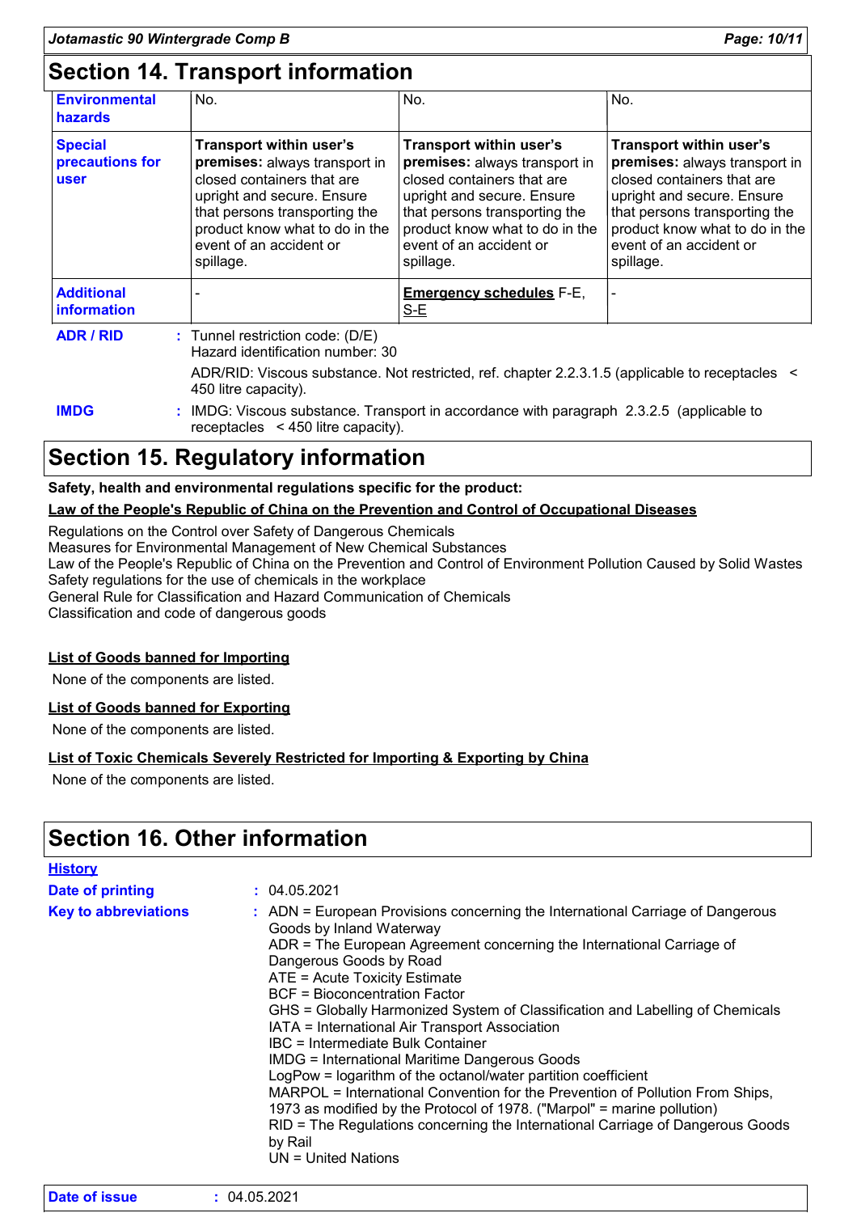## Section 14. Transport information

| | | | |
|---|---|---|---|
| **Environmental hazards** | No. | No. | No. |
| **Special precautions for user** | **Transport within user's premises:** always transport in closed containers that are upright and secure. Ensure that persons transporting the product know what to do in the event of an accident or spillage. | **Transport within user's premises:** always transport in closed containers that are upright and secure. Ensure that persons transporting the product know what to do in the event of an accident or spillage. | **Transport within user's premises:** always transport in closed containers that are upright and secure. Ensure that persons transporting the product know what to do in the event of an accident or spillage. |
| **Additional information** | - | **Emergency schedules** F-E, S-E | - |

**ADR / RID** : Tunnel restriction code: (D/E)
Hazard identification number: 30

ADR/RID: Viscous substance. Not restricted, ref. chapter 2.2.3.1.5 (applicable to receptacles < 450 litre capacity).

**IMDG** : IMDG: Viscous substance. Transport in accordance with paragraph 2.3.2.5 (applicable to receptacles < 450 litre capacity).

## Section 15. Regulatory information

**Safety, health and environmental regulations specific for the product:**

**Law of the People's Republic of China on the Prevention and Control of Occupational Diseases**

Regulations on the Control over Safety of Dangerous Chemicals
Measures for Environmental Management of New Chemical Substances
Law of the People's Republic of China on the Prevention and Control of Environment Pollution Caused by Solid Wastes
Safety regulations for the use of chemicals in the workplace
General Rule for Classification and Hazard Communication of Chemicals
Classification and code of dangerous goods

**List of Goods banned for Importing**

None of the components are listed.

**List of Goods banned for Exporting**

None of the components are listed.

**List of Toxic Chemicals Severely Restricted for Importing & Exporting by China**

None of the components are listed.

## Section 16. Other information

**History**

**Date of printing** : 04.05.2021

**Key to abbreviations** : ADN = European Provisions concerning the International Carriage of Dangerous Goods by Inland Waterway
ADR = The European Agreement concerning the International Carriage of Dangerous Goods by Road
ATE = Acute Toxicity Estimate
BCF = Bioconcentration Factor
GHS = Globally Harmonized System of Classification and Labelling of Chemicals
IATA = International Air Transport Association
IBC = Intermediate Bulk Container
IMDG = International Maritime Dangerous Goods
LogPow = logarithm of the octanol/water partition coefficient
MARPOL = International Convention for the Prevention of Pollution From Ships, 1973 as modified by the Protocol of 1978. ("Marpol" = marine pollution)
RID = The Regulations concerning the International Carriage of Dangerous Goods by Rail
UN = United Nations

**Date of issue** : 04.05.2021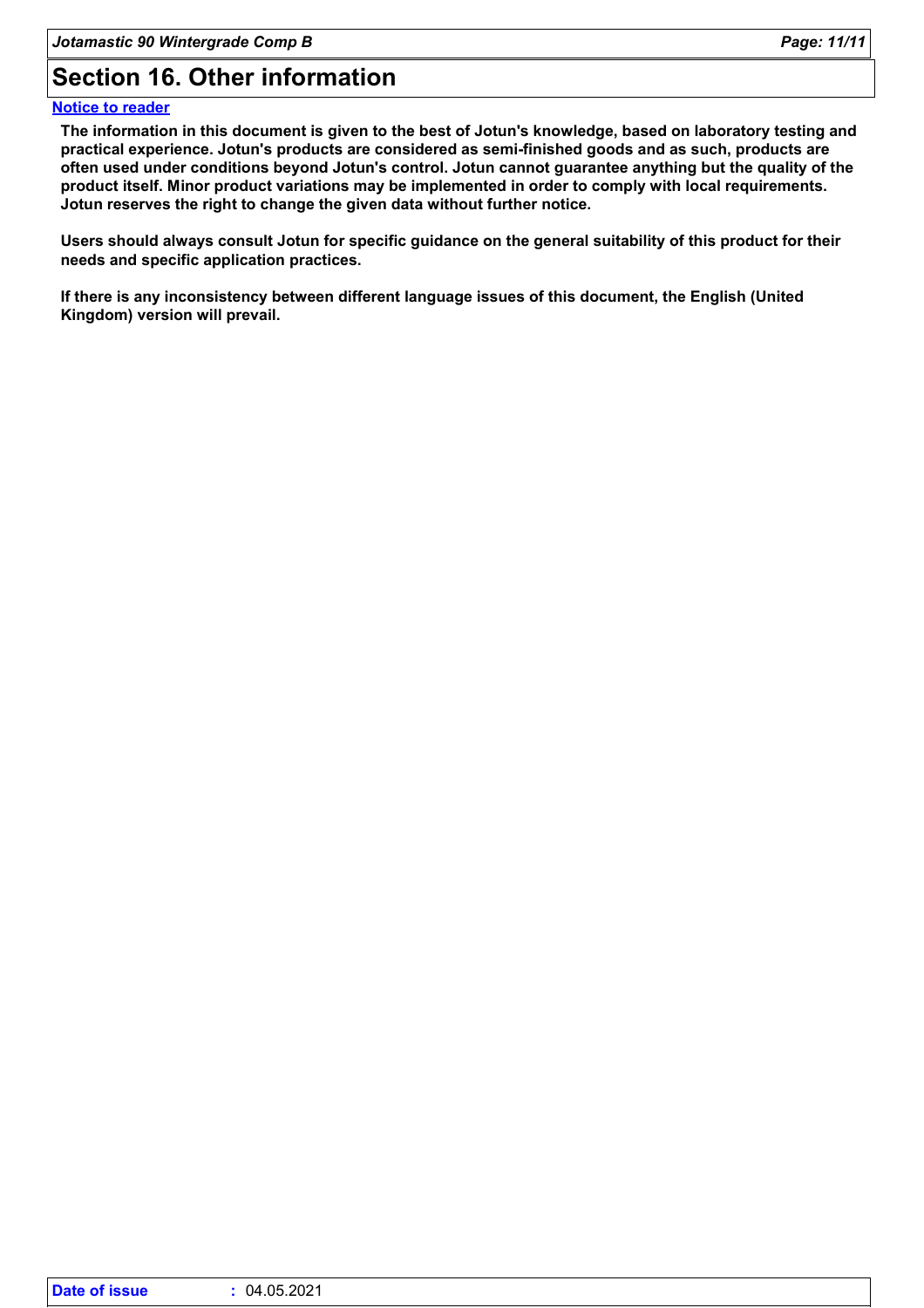# Section 16. Other information

**Notice to reader**

**The information in this document is given to the best of Jotun's knowledge, based on laboratory testing and practical experience. Jotun's products are considered as semi-finished goods and as such, products are often used under conditions beyond Jotun's control. Jotun cannot guarantee anything but the quality of the product itself. Minor product variations may be implemented in order to comply with local requirements. Jotun reserves the right to change the given data without further notice.**

**Users should always consult Jotun for specific guidance on the general suitability of this product for their needs and specific application practices.**

**If there is any inconsistency between different language issues of this document, the English (United Kingdom) version will prevail.**

**Date of issue** : 04.05.2021